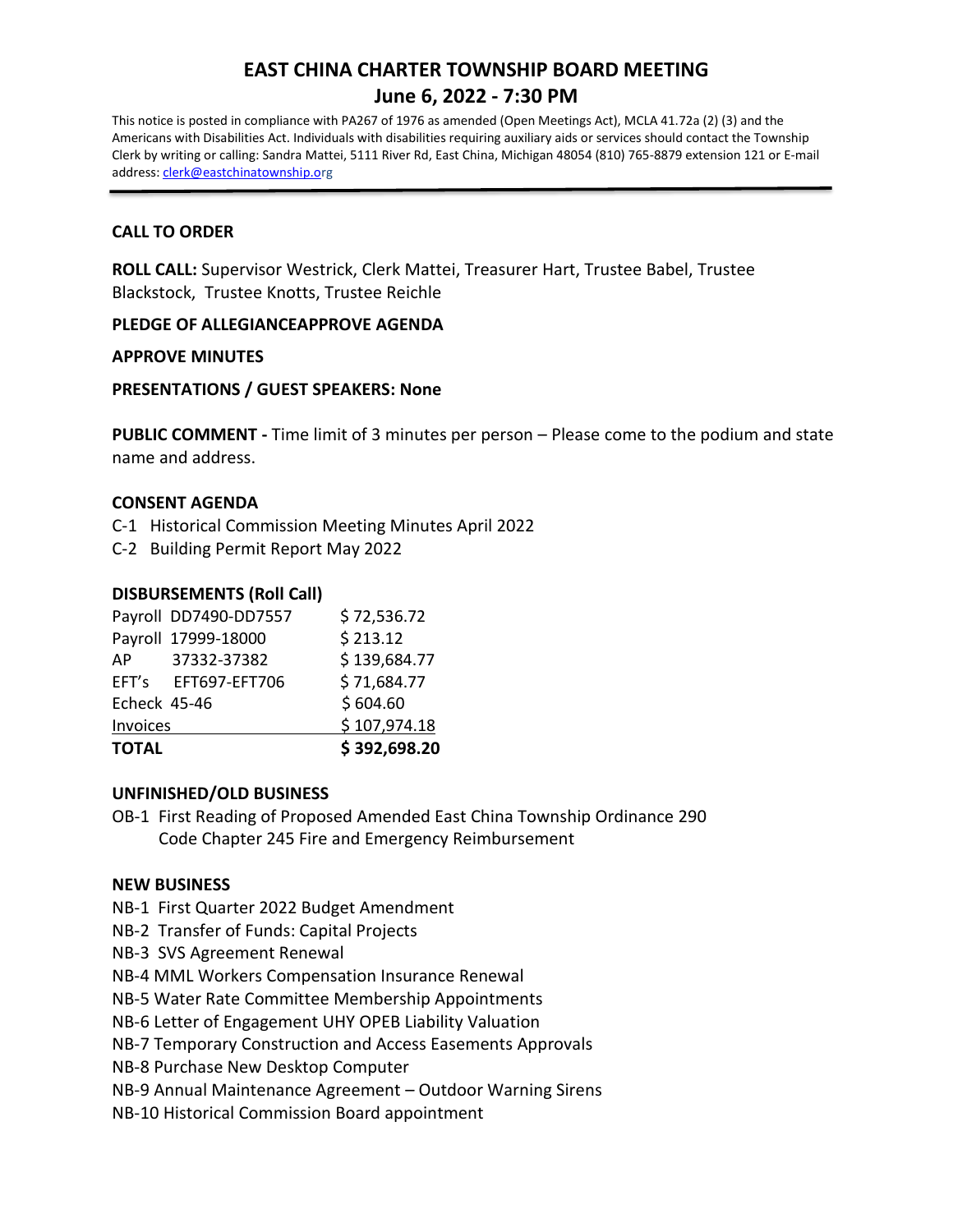# EAST CHINA CHARTER TOWNSHIP BOARD MEETING

## June 6, 2022 - 7:30 PM

This notice is posted in compliance with PA267 of 1976 as amended (Open Meetings Act), MCLA 41.72a (2) (3) and the Americans with Disabilities Act. Individuals with disabilities requiring auxiliary aids or services should contact the Township Clerk by writing or calling: Sandra Mattei, 5111 River Rd, East China, Michigan 48054 (810) 765-8879 extension 121 or E-mail address: clerk@eastchinatownship.org

---

**CALL TO ORDER**

**ROLL CALL:** Supervisor Westrick, Clerk Mattei, Treasurer Hart, Trustee Babel, Trustee Blackstock, Trustee Knotts, Trustee Reichle

**PLEDGE OF ALLEGIANCEAPPROVE AGENDA**

**APPROVE MINUTES**

**PRESENTATIONS / GUEST SPEAKERS: None**

**PUBLIC COMMENT -** Time limit of 3 minutes per person – Please come to the podium and state name and address.

**CONSENT AGENDA**

C-1 Historical Commission Meeting Minutes April 2022

C-2 Building Permit Report May 2022

**DISBURSEMENTS (Roll Call)**

| | | |
|---|---|---|
| Payroll | DD7490-DD7557 | $ 72,536.72 |
| Payroll | 17999-18000 | $ 213.12 |
| AP | 37332-37382 | $ 139,684.77 |
| EFT's | EFT697-EFT706 | $ 71,684.77 |
| Echeck | 45-46 | $ 604.60 |
| Invoices | | $ 107,974.18 |
| **TOTAL** | | **$ 392,698.20** |

**UNFINISHED/OLD BUSINESS**

OB-1 First Reading of Proposed Amended East China Township Ordinance 290 Code Chapter 245 Fire and Emergency Reimbursement

**NEW BUSINESS**

NB-1 First Quarter 2022 Budget Amendment

NB-2 Transfer of Funds: Capital Projects

NB-3 SVS Agreement Renewal

NB-4 MML Workers Compensation Insurance Renewal

NB-5 Water Rate Committee Membership Appointments

NB-6 Letter of Engagement UHY OPEB Liability Valuation

NB-7 Temporary Construction and Access Easements Approvals

NB-8 Purchase New Desktop Computer

NB-9 Annual Maintenance Agreement – Outdoor Warning Sirens

NB-10 Historical Commission Board appointment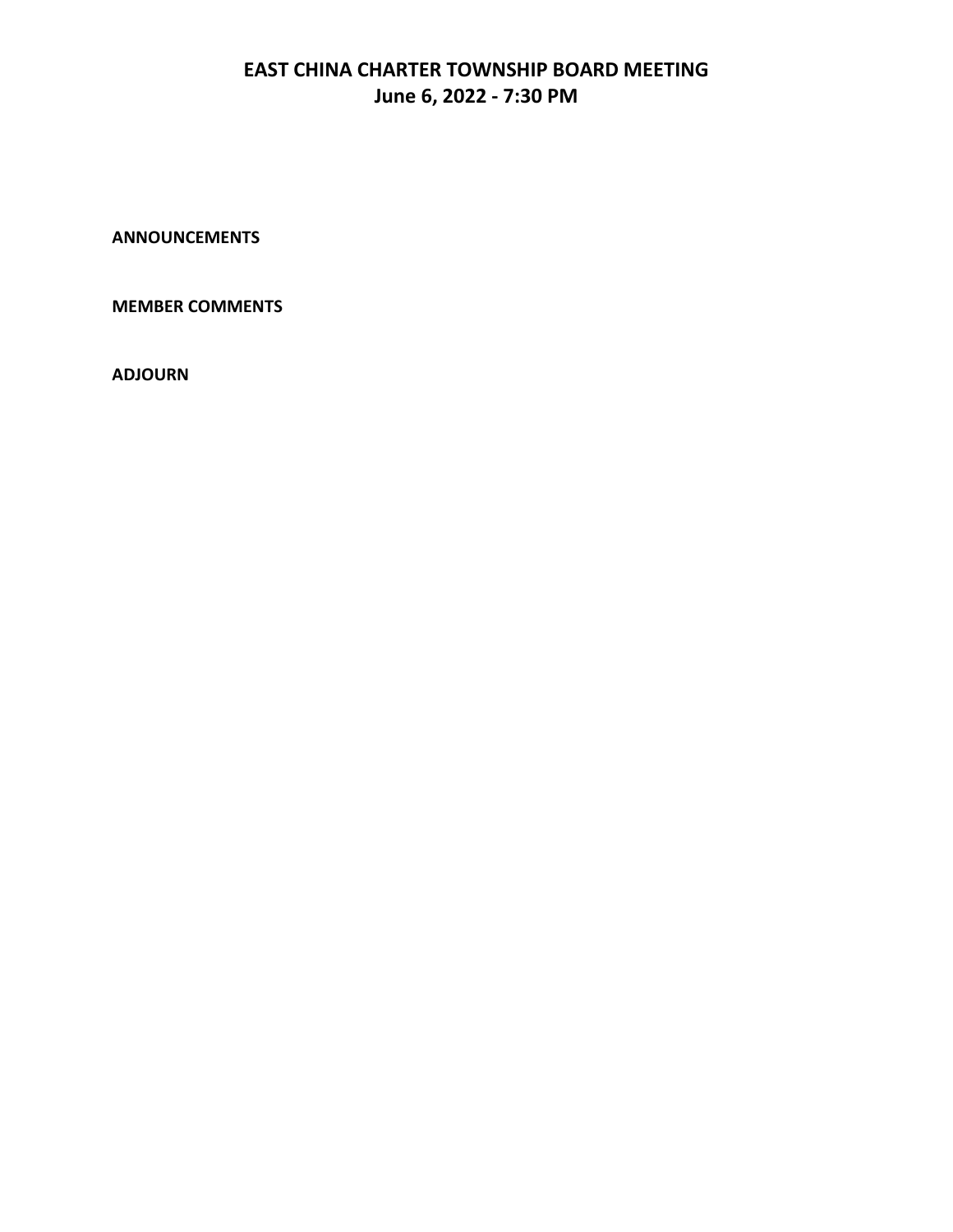# EAST CHINA CHARTER TOWNSHIP BOARD MEETING
## June 6, 2022 - 7:30 PM

**ANNOUNCEMENTS**

**MEMBER COMMENTS**

**ADJOURN**